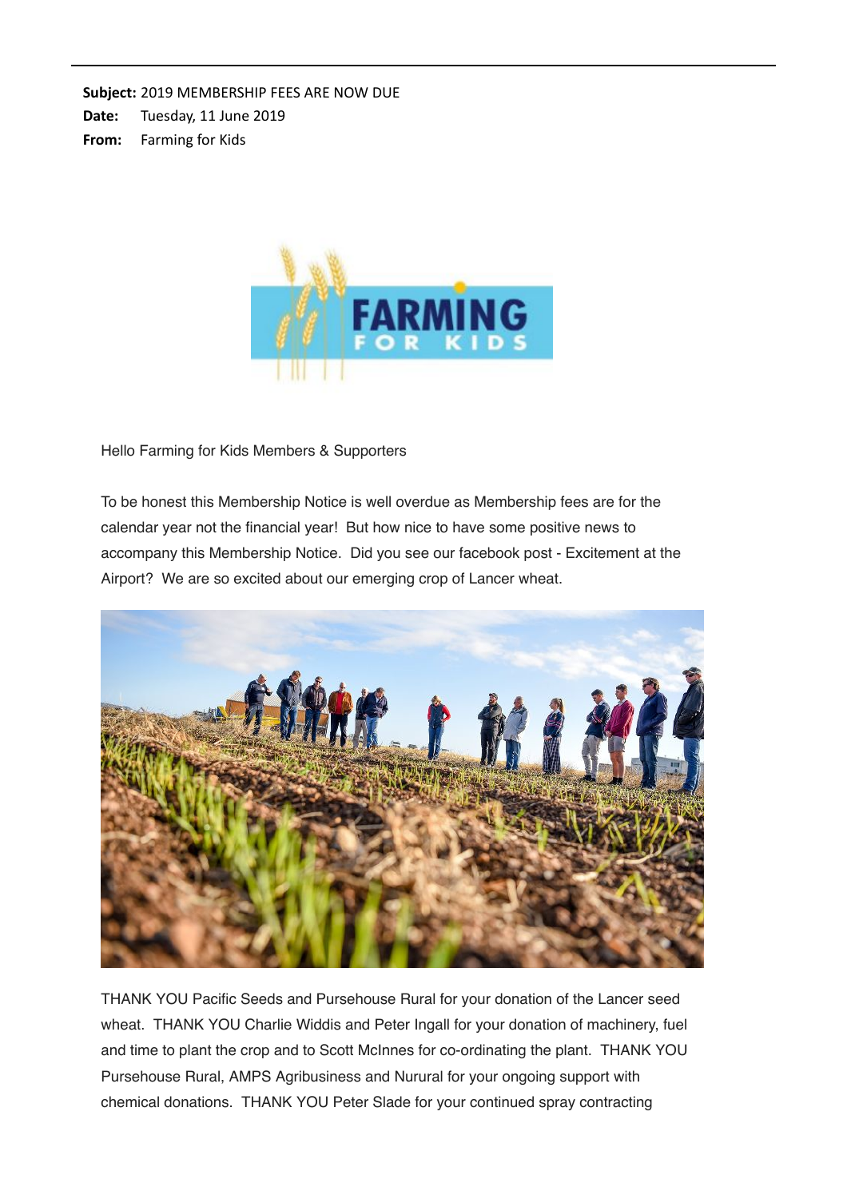**Subject:** 2019 MEMBERSHIP FEES ARE NOW DUE
**Date:** Tuesday, 11 June 2019
**From:** Farming for Kids

Hello Farming for Kids Members & Supporters

To be honest this Membership Notice is well overdue as Membership fees are for the calendar year not the financial year! But how nice to have some positive news to accompany this Membership Notice. Did you see our facebook post - Excitement at the Airport? We are so excited about our emerging crop of Lancer wheat.

THANK YOU Pacific Seeds and Pursehouse Rural for your donation of the Lancer seed wheat. THANK YOU Charlie Widdis and Peter Ingall for your donation of machinery, fuel and time to plant the crop and to Scott McInnes for co-ordinating the plant. THANK YOU Pursehouse Rural, AMPS Agribusiness and Nurural for your ongoing support with chemical donations. THANK YOU Peter Slade for your continued spray contracting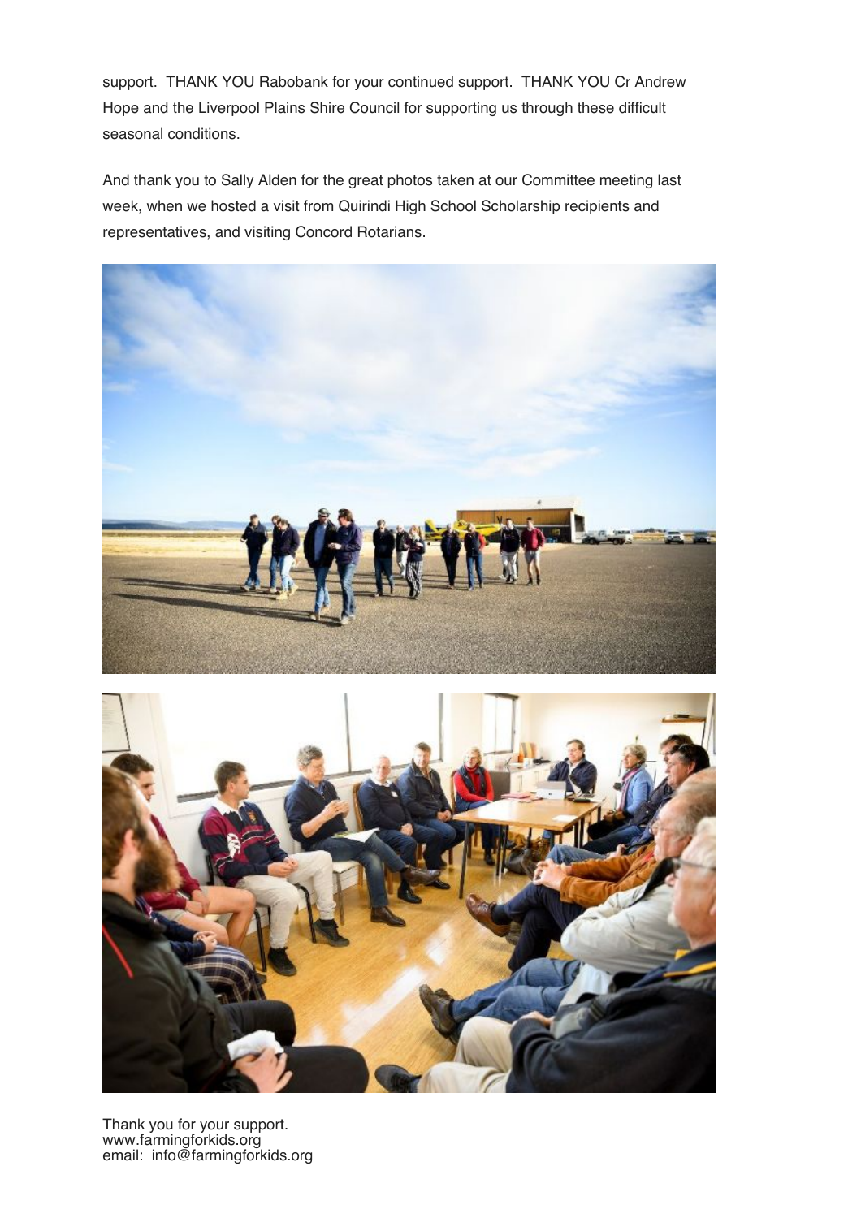support. THANK YOU Rabobank for your continued support. THANK YOU Cr Andrew Hope and the Liverpool Plains Shire Council for supporting us through these difficult seasonal conditions.

And thank you to Sally Alden for the great photos taken at our Committee meeting last week, when we hosted a visit from Quirindi High School Scholarship recipients and representatives, and visiting Concord Rotarians.

Thank you for your support.
www.farmingforkids.org
email: info@farmingforkids.org